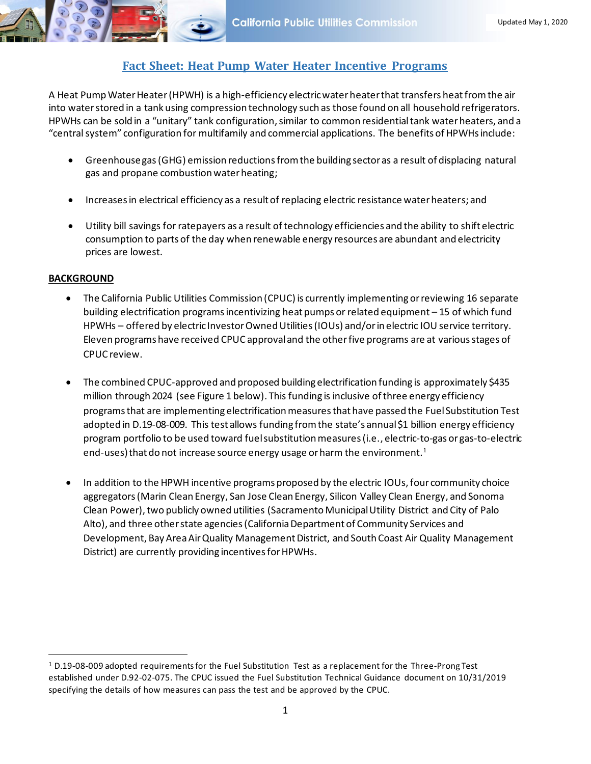Updated May 1, 2020

# Fact Sheet: Heat Pump Water Heater Incentive Programs

A Heat Pump Water Heater (HPWH) is a high-efficiency electric water heater that transfers heat from the air into water stored in a tank using compression technology such as those found on all household refrigerators. HPWHs can be sold in a "unitary" tank configuration, similar to common residential tank water heaters, and a "central system" configuration for multifamily and commercial applications. The benefits of HPWHs include:

- Greenhouse gas (GHG) emission reductions from the building sector as a result of displacing natural gas and propane combustion water heating;
- Increases in electrical efficiency as a result of replacing electric resistance water heaters; and
- Utility bill savings for ratepayers as a result of technology efficiencies and the ability to shift electric consumption to parts of the day when renewable energy resources are abundant and electricity prices are lowest.

## BACKGROUND

- The California Public Utilities Commission (CPUC) is currently implementing or reviewing 16 separate building electrification programs incentivizing heat pumps or related equipment – 15 of which fund HPWHs – offered by electric Investor Owned Utilities (IOUs) and/or in electric IOU service territory. Eleven programs have received CPUC approval and the other five programs are at various stages of CPUC review.
- The combined CPUC-approved and proposed building electrification funding is approximately $435 million through 2024 (see Figure 1 below). This funding is inclusive of three energy efficiency programs that are implementing electrification measures that have passed the Fuel Substitution Test adopted in D.19-08-009. This test allows funding from the state's annual $1 billion energy efficiency program portfolio to be used toward fuel substitution measures (i.e., electric-to-gas or gas-to-electric end-uses) that do not increase source energy usage or harm the environment.[1]
- In addition to the HPWH incentive programs proposed by the electric IOUs, four community choice aggregators (Marin Clean Energy, San Jose Clean Energy, Silicon Valley Clean Energy, and Sonoma Clean Power), two publicly owned utilities (Sacramento Municipal Utility District and City of Palo Alto), and three other state agencies (California Department of Community Services and Development, Bay Area Air Quality Management District, and South Coast Air Quality Management District) are currently providing incentives for HPWHs.

---

[1] D.19-08-009 adopted requirements for the Fuel Substitution Test as a replacement for the Three-Prong Test established under D.92-02-075. The CPUC issued the Fuel Substitution Technical Guidance document on 10/31/2019 specifying the details of how measures can pass the test and be approved by the CPUC.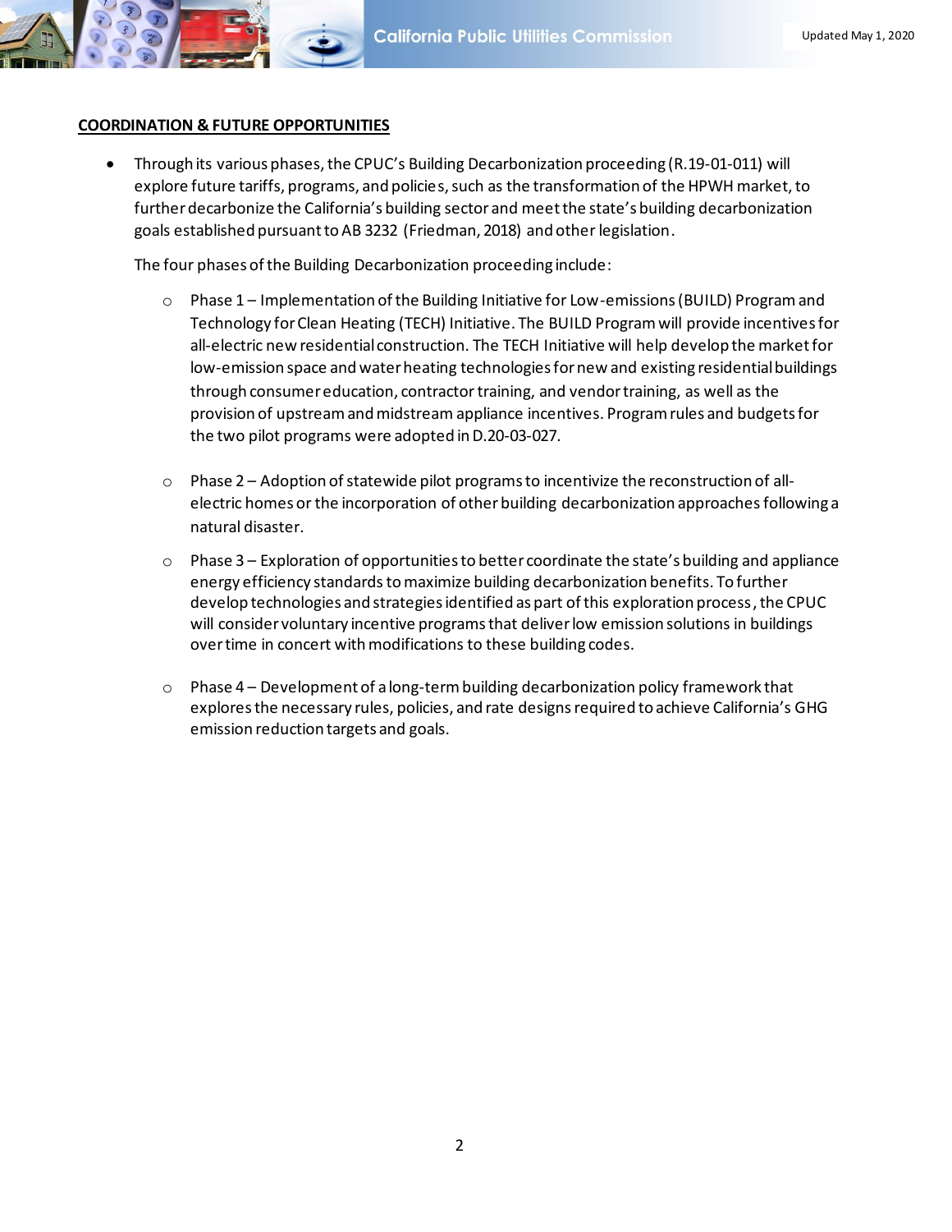## COORDINATION & FUTURE OPPORTUNITIES

- Through its various phases, the CPUC's Building Decarbonization proceeding (R.19-01-011) will explore future tariffs, programs, and policies, such as the transformation of the HPWH market, to further decarbonize the California's building sector and meet the state's building decarbonization goals established pursuant to AB 3232 (Friedman, 2018) and other legislation.

  The four phases of the Building Decarbonization proceeding include:

  - Phase 1 – Implementation of the Building Initiative for Low-emissions (BUILD) Program and Technology for Clean Heating (TECH) Initiative. The BUILD Program will provide incentives for all-electric new residential construction. The TECH Initiative will help develop the market for low-emission space and water heating technologies for new and existing residential buildings through consumer education, contractor training, and vendor training, as well as the provision of upstream and midstream appliance incentives. Program rules and budgets for the two pilot programs were adopted in D.20-03-027.

  - Phase 2 – Adoption of statewide pilot programs to incentivize the reconstruction of all-electric homes or the incorporation of other building decarbonization approaches following a natural disaster.

  - Phase 3 – Exploration of opportunities to better coordinate the state's building and appliance energy efficiency standards to maximize building decarbonization benefits. To further develop technologies and strategies identified as part of this exploration process, the CPUC will consider voluntary incentive programs that deliver low emission solutions in buildings over time in concert with modifications to these building codes.

  - Phase 4 – Development of a long-term building decarbonization policy framework that explores the necessary rules, policies, and rate designs required to achieve California's GHG emission reduction targets and goals.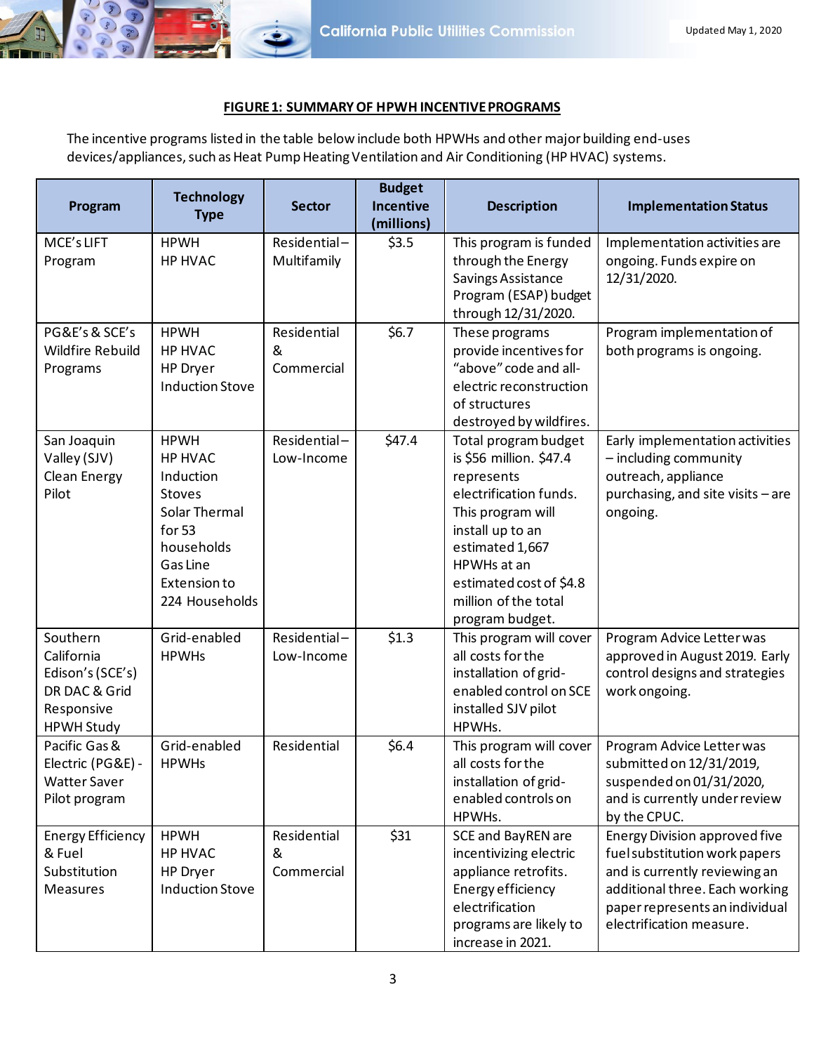**FIGURE 1: SUMMARY OF HPWH INCENTIVE PROGRAMS**

The incentive programs listed in the table below include both HPWHs and other major building end-uses devices/appliances, such as Heat Pump Heating Ventilation and Air Conditioning (HP HVAC) systems.

| Program | Technology Type | Sector | Budget Incentive (millions) | Description | Implementation Status |
|---|---|---|---|---|---|
| MCE's LIFT Program | HPWH<br>HP HVAC | Residential – Multifamily | $3.5 | This program is funded through the Energy Savings Assistance Program (ESAP) budget through 12/31/2020. | Implementation activities are ongoing. Funds expire on 12/31/2020. |
| PG&E's & SCE's Wildfire Rebuild Programs | HPWH<br>HP HVAC<br>HP Dryer<br>Induction Stove | Residential & Commercial | $6.7 | These programs provide incentives for "above" code and all-electric reconstruction of structures destroyed by wildfires. | Program implementation of both programs is ongoing. |
| San Joaquin Valley (SJV) Clean Energy Pilot | HPWH<br>HP HVAC<br>Induction Stoves<br>Solar Thermal for 53 households<br>Gas Line Extension to 224 Households | Residential – Low-Income | $47.4 | Total program budget is $56 million. $47.4 represents electrification funds. This program will install up to an estimated 1,667 HPWHs at an estimated cost of $4.8 million of the total program budget. | Early implementation activities – including community outreach, appliance purchasing, and site visits – are ongoing. |
| Southern California Edison's (SCE's) DR DAC & Grid Responsive HPWH Study | Grid-enabled HPWHs | Residential – Low-Income | $1.3 | This program will cover all costs for the installation of grid-enabled control on SCE installed SJV pilot HPWHs. | Program Advice Letter was approved in August 2019. Early control designs and strategies work ongoing. |
| Pacific Gas & Electric (PG&E) - Watter Saver Pilot program | Grid-enabled HPWHs | Residential | $6.4 | This program will cover all costs for the installation of grid-enabled controls on HPWHs. | Program Advice Letter was submitted on 12/31/2019, suspended on 01/31/2020, and is currently under review by the CPUC. |
| Energy Efficiency & Fuel Substitution Measures | HPWH<br>HP HVAC<br>HP Dryer<br>Induction Stove | Residential & Commercial | $31 | SCE and BayREN are incentivizing electric appliance retrofits. Energy efficiency electrification programs are likely to increase in 2021. | Energy Division approved five fuel substitution work papers and is currently reviewing an additional three. Each working paper represents an individual electrification measure. |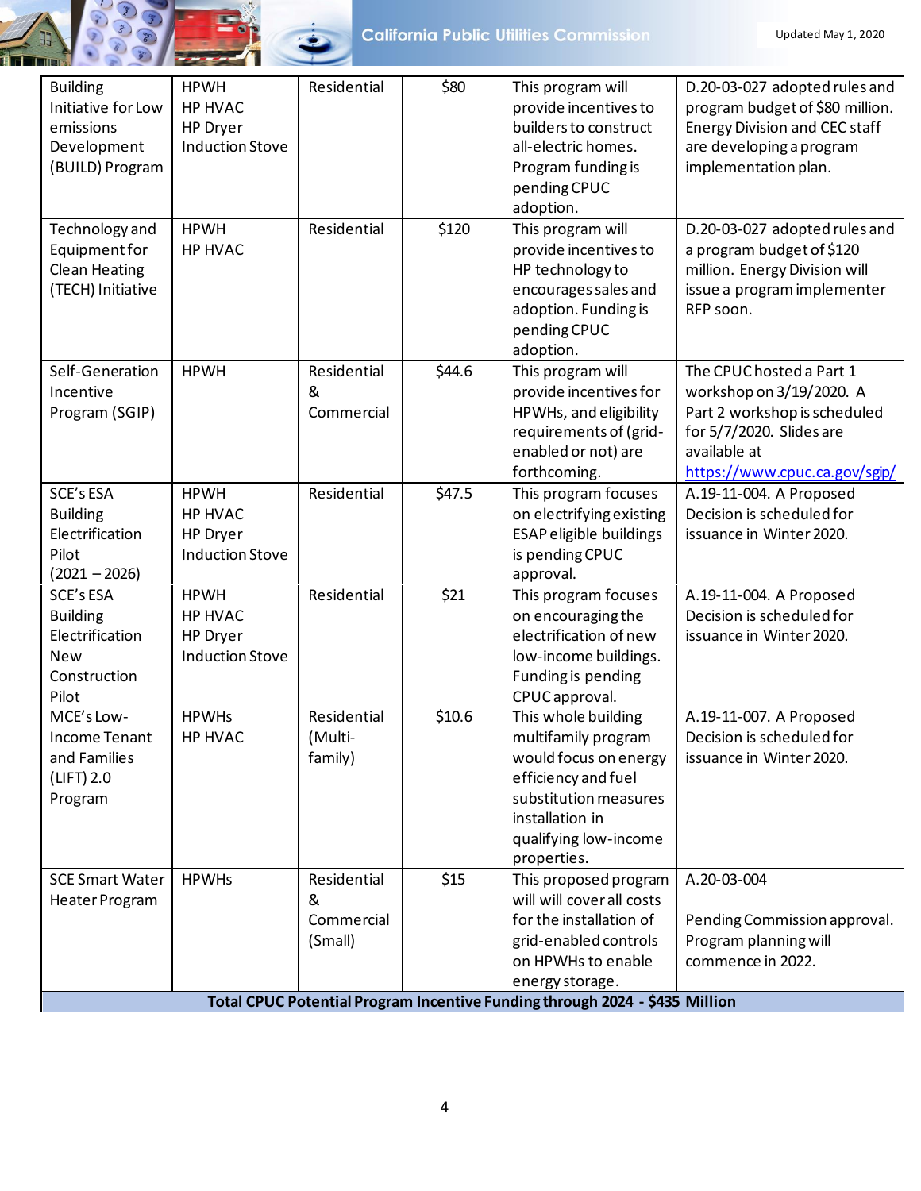| | | | | | |
|---|---|---|---|---|---|
| Building Initiative for Low emissions Development (BUILD) Program | HPWH<br>HP HVAC<br>HP Dryer<br>Induction Stove | Residential | $80 | This program will provide incentives to builders to construct all-electric homes. Program funding is pending CPUC adoption. | D.20-03-027 adopted rules and program budget of $80 million. Energy Division and CEC staff are developing a program implementation plan. |
| Technology and Equipment for Clean Heating (TECH) Initiative | HPWH<br>HP HVAC | Residential | $120 | This program will provide incentives to HP technology to encourages sales and adoption. Funding is pending CPUC adoption. | D.20-03-027 adopted rules and a program budget of $120 million. Energy Division will issue a program implementer RFP soon. |
| Self-Generation Incentive Program (SGIP) | HPWH | Residential & Commercial | $44.6 | This program will provide incentives for HPWHs, and eligibility requirements of (grid-enabled or not) are forthcoming. | The CPUC hosted a Part 1 workshop on 3/19/2020. A Part 2 workshop is scheduled for 5/7/2020. Slides are available at [https://www.cpuc.ca.gov/sgip/](https://www.cpuc.ca.gov/sgip/) |
| SCE's ESA Building Electrification Pilot (2021 – 2026) | HPWH<br>HP HVAC<br>HP Dryer<br>Induction Stove | Residential | $47.5 | This program focuses on electrifying existing ESAP eligible buildings is pending CPUC approval. | A.19-11-004. A Proposed Decision is scheduled for issuance in Winter 2020. |
| SCE's ESA Building Electrification New Construction Pilot | HPWH<br>HP HVAC<br>HP Dryer<br>Induction Stove | Residential | $21 | This program focuses on encouraging the electrification of new low-income buildings. Funding is pending CPUC approval. | A.19-11-004. A Proposed Decision is scheduled for issuance in Winter 2020. |
| MCE's Low-Income Tenant and Families (LIFT) 2.0 Program | HPWHs<br>HP HVAC | Residential (Multi-family) | $10.6 | This whole building multifamily program would focus on energy efficiency and fuel substitution measures installation in qualifying low-income properties. | A.19-11-007. A Proposed Decision is scheduled for issuance in Winter 2020. |
| SCE Smart Water Heater Program | HPWHs | Residential & Commercial (Small) | $15 | This proposed program will will cover all costs for the installation of grid-enabled controls on HPWHs to enable energy storage. | A.20-03-004<br><br>Pending Commission approval. Program planning will commence in 2022. |
| **Total CPUC Potential Program Incentive Funding through 2024 - $435 Million** | | | | | |